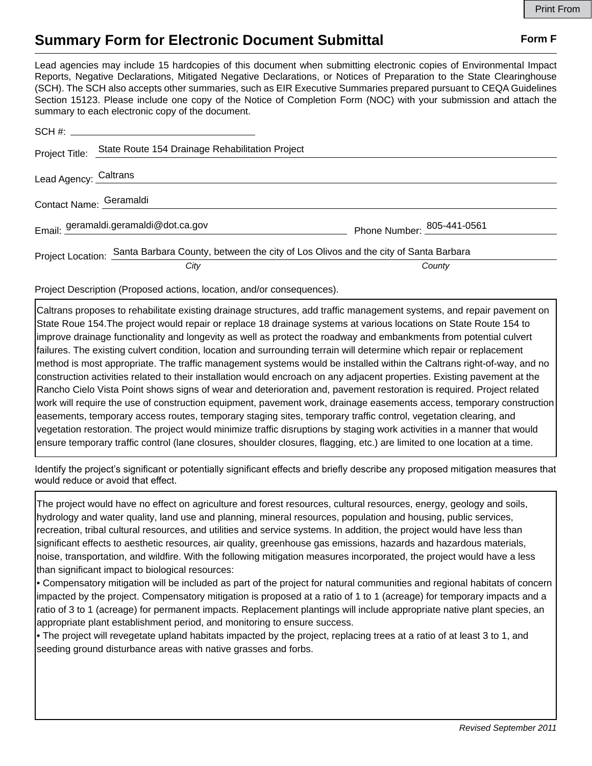Print From

# Summary Form for Electronic Document Submittal

**Form F**

Lead agencies may include 15 hardcopies of this document when submitting electronic copies of Environmental Impact Reports, Negative Declarations, Mitigated Negative Declarations, or Notices of Preparation to the State Clearinghouse (SCH). The SCH also accepts other summaries, such as EIR Executive Summaries prepared pursuant to CEQA Guidelines Section 15123. Please include one copy of the Notice of Completion Form (NOC) with your submission and attach the summary to each electronic copy of the document.

SCH #: 

Project Title: State Route 154 Drainage Rehabilitation Project

Lead Agency: Caltrans

Contact Name: Geramaldi

Email: geramaldi.geramaldi@dot.ca.gov  Phone Number: 805-441-0561

Project Location: Santa Barbara County, between the city of Los Olivos and the city of Santa Barbara

*City* *County*

Project Description (Proposed actions, location, and/or consequences).

Caltrans proposes to rehabilitate existing drainage structures, add traffic management systems, and repair pavement on State Roue 154.The project would repair or replace 18 drainage systems at various locations on State Route 154 to improve drainage functionality and longevity as well as protect the roadway and embankments from potential culvert failures. The existing culvert condition, location and surrounding terrain will determine which repair or replacement method is most appropriate. The traffic management systems would be installed within the Caltrans right-of-way, and no construction activities related to their installation would encroach on any adjacent properties. Existing pavement at the Rancho Cielo Vista Point shows signs of wear and deterioration and, pavement restoration is required. Project related work will require the use of construction equipment, pavement work, drainage easements access, temporary construction easements, temporary access routes, temporary staging sites, temporary traffic control, vegetation clearing, and vegetation restoration. The project would minimize traffic disruptions by staging work activities in a manner that would ensure temporary traffic control (lane closures, shoulder closures, flagging, etc.) are limited to one location at a time.

Identify the project's significant or potentially significant effects and briefly describe any proposed mitigation measures that would reduce or avoid that effect.

The project would have no effect on agriculture and forest resources, cultural resources, energy, geology and soils, hydrology and water quality, land use and planning, mineral resources, population and housing, public services, recreation, tribal cultural resources, and utilities and service systems. In addition, the project would have less than significant effects to aesthetic resources, air quality, greenhouse gas emissions, hazards and hazardous materials, noise, transportation, and wildfire. With the following mitigation measures incorporated, the project would have a less than significant impact to biological resources:

• Compensatory mitigation will be included as part of the project for natural communities and regional habitats of concern impacted by the project. Compensatory mitigation is proposed at a ratio of 1 to 1 (acreage) for temporary impacts and a ratio of 3 to 1 (acreage) for permanent impacts. Replacement plantings will include appropriate native plant species, an appropriate plant establishment period, and monitoring to ensure success.

• The project will revegetate upland habitats impacted by the project, replacing trees at a ratio of at least 3 to 1, and seeding ground disturbance areas with native grasses and forbs.

*Revised September 2011*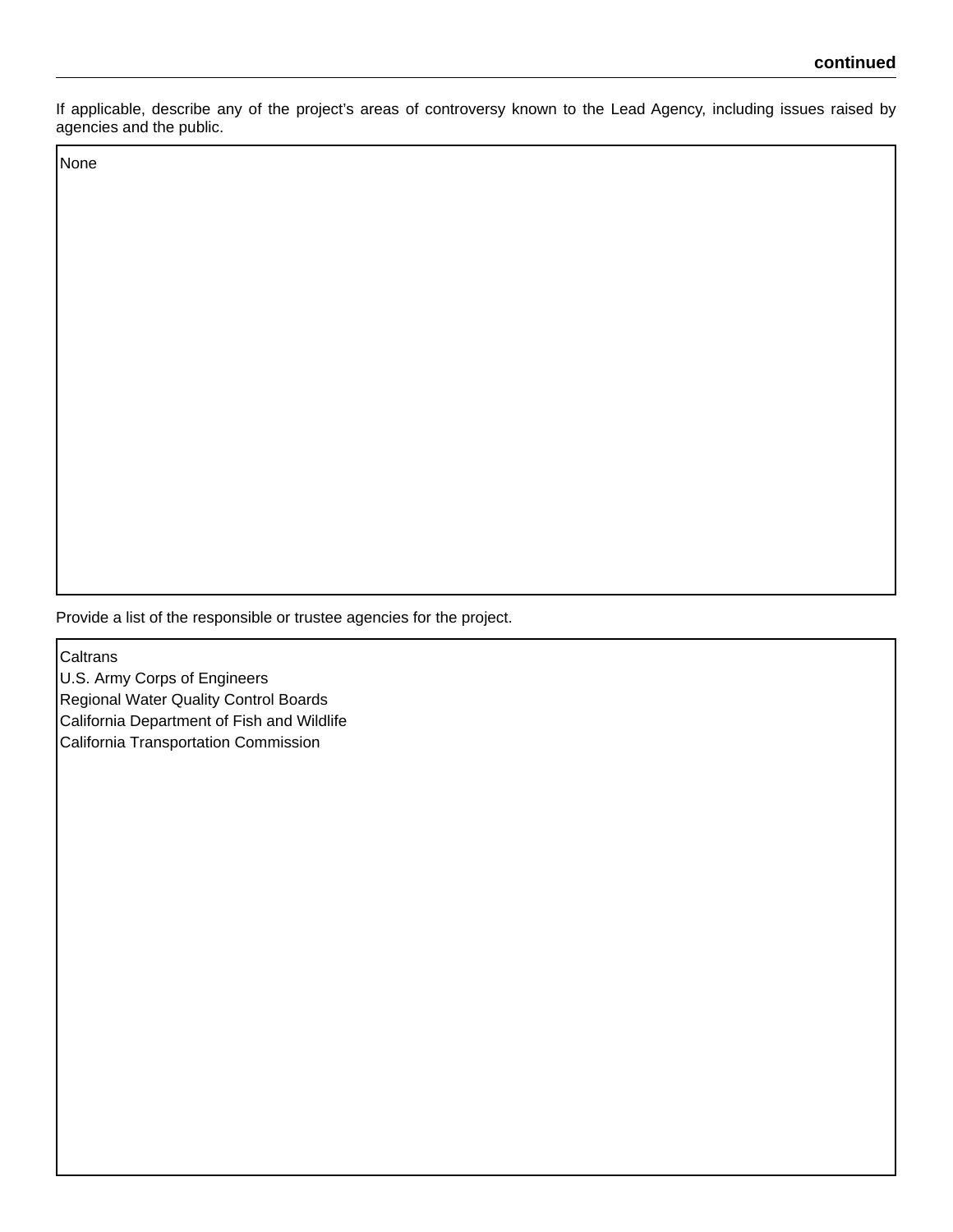**continued**

If applicable, describe any of the project's areas of controversy known to the Lead Agency, including issues raised by agencies and the public.

None

Provide a list of the responsible or trustee agencies for the project.

Caltrans
U.S. Army Corps of Engineers
Regional Water Quality Control Boards
California Department of Fish and Wildlife
California Transportation Commission